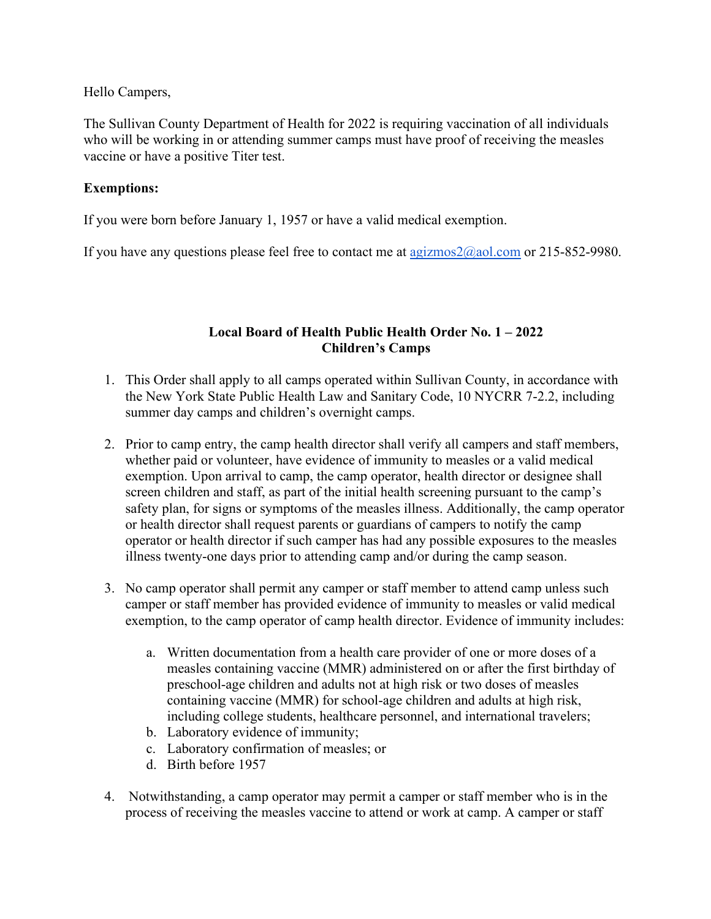Hello Campers,

The Sullivan County Department of Health for 2022 is requiring vaccination of all individuals who will be working in or attending summer camps must have proof of receiving the measles vaccine or have a positive Titer test.

**Exemptions:**

If you were born before January 1, 1957 or have a valid medical exemption.

If you have any questions please feel free to contact me at agizmos2@aol.com or 215-852-9980.

**Local Board of Health Public Health Order No. 1 – 2022**
**Children's Camps**

1. This Order shall apply to all camps operated within Sullivan County, in accordance with the New York State Public Health Law and Sanitary Code, 10 NYCRR 7-2.2, including summer day camps and children's overnight camps.

2. Prior to camp entry, the camp health director shall verify all campers and staff members, whether paid or volunteer, have evidence of immunity to measles or a valid medical exemption. Upon arrival to camp, the camp operator, health director or designee shall screen children and staff, as part of the initial health screening pursuant to the camp's safety plan, for signs or symptoms of the measles illness. Additionally, the camp operator or health director shall request parents or guardians of campers to notify the camp operator or health director if such camper has had any possible exposures to the measles illness twenty-one days prior to attending camp and/or during the camp season.

3. No camp operator shall permit any camper or staff member to attend camp unless such camper or staff member has provided evidence of immunity to measles or valid medical exemption, to the camp operator of camp health director. Evidence of immunity includes:

    a. Written documentation from a health care provider of one or more doses of a measles containing vaccine (MMR) administered on or after the first birthday of preschool-age children and adults not at high risk or two doses of measles containing vaccine (MMR) for school-age children and adults at high risk, including college students, healthcare personnel, and international travelers;
    b. Laboratory evidence of immunity;
    c. Laboratory confirmation of measles; or
    d. Birth before 1957

4. Notwithstanding, a camp operator may permit a camper or staff member who is in the process of receiving the measles vaccine to attend or work at camp. A camper or staff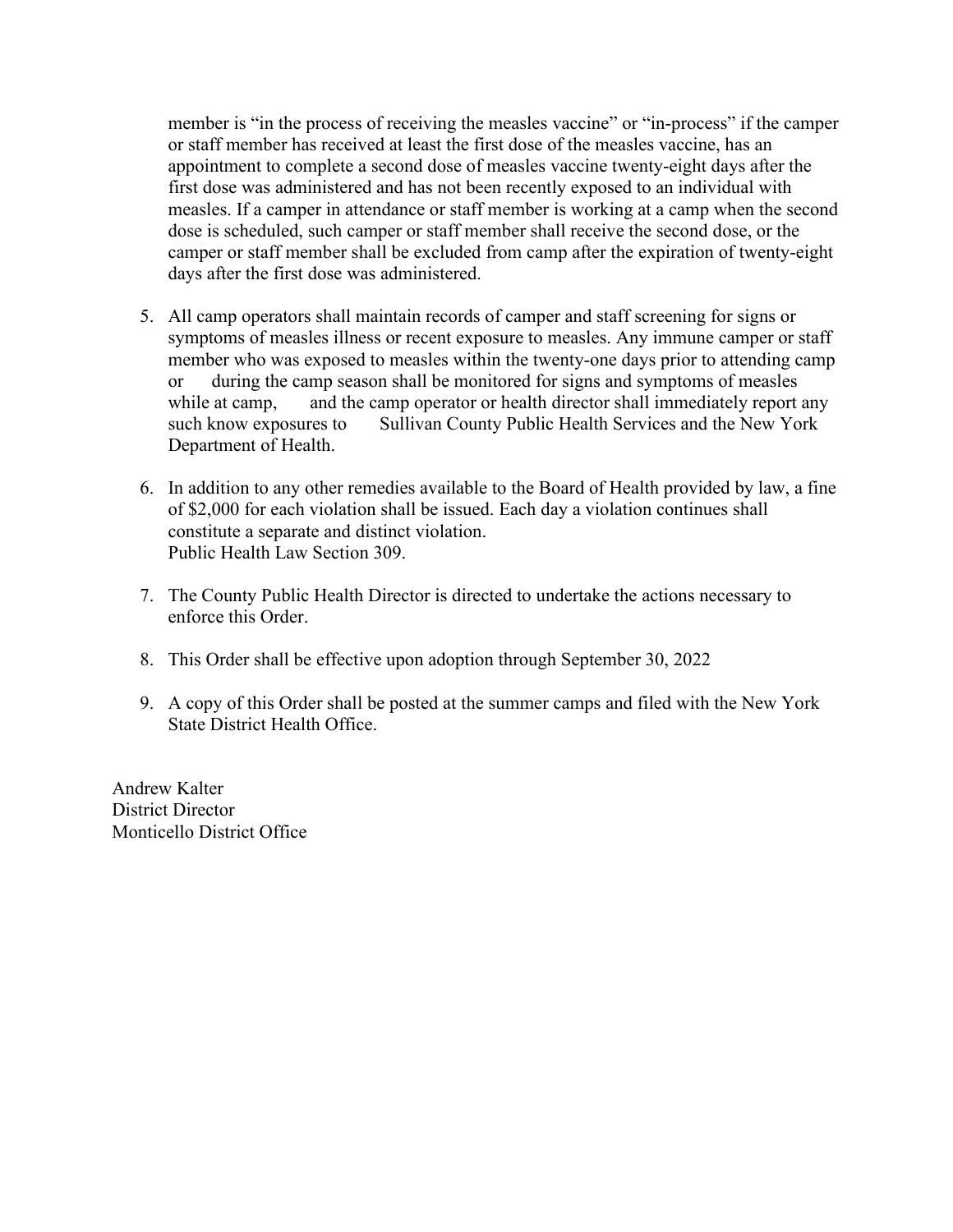member is "in the process of receiving the measles vaccine" or "in-process" if the camper or staff member has received at least the first dose of the measles vaccine, has an appointment to complete a second dose of measles vaccine twenty-eight days after the first dose was administered and has not been recently exposed to an individual with measles. If a camper in attendance or staff member is working at a camp when the second dose is scheduled, such camper or staff member shall receive the second dose, or the camper or staff member shall be excluded from camp after the expiration of twenty-eight days after the first dose was administered.

5. All camp operators shall maintain records of camper and staff screening for signs or symptoms of measles illness or recent exposure to measles. Any immune camper or staff member who was exposed to measles within the twenty-one days prior to attending camp or during the camp season shall be monitored for signs and symptoms of measles while at camp, and the camp operator or health director shall immediately report any such know exposures to Sullivan County Public Health Services and the New York Department of Health.

6. In addition to any other remedies available to the Board of Health provided by law, a fine of $2,000 for each violation shall be issued. Each day a violation continues shall constitute a separate and distinct violation.
   Public Health Law Section 309.

7. The County Public Health Director is directed to undertake the actions necessary to enforce this Order.

8. This Order shall be effective upon adoption through September 30, 2022

9. A copy of this Order shall be posted at the summer camps and filed with the New York State District Health Office.

Andrew Kalter
District Director
Monticello District Office